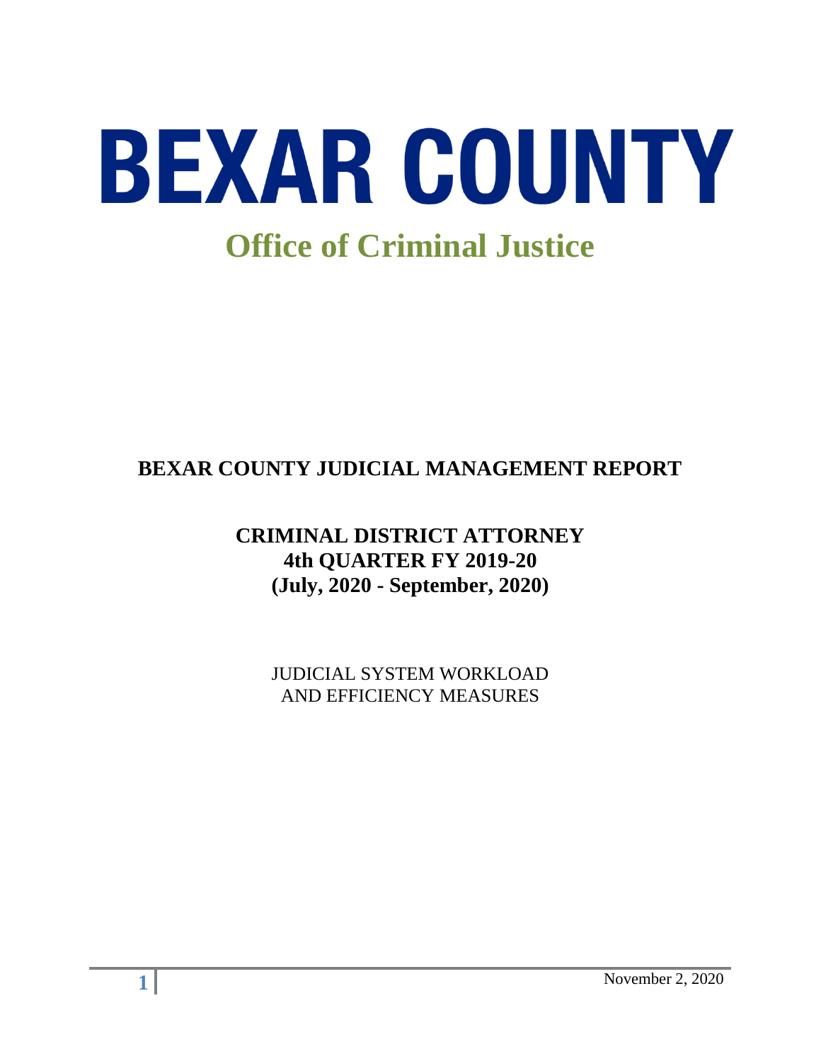# BEXAR COUNTY

## Office of Criminal Justice

### BEXAR COUNTY JUDICIAL MANAGEMENT REPORT

**CRIMINAL DISTRICT ATTORNEY**
**4th QUARTER FY 2019-20**
**(July, 2020 - September, 2020)**

JUDICIAL SYSTEM WORKLOAD
AND EFFICIENCY MEASURES

November 2, 2020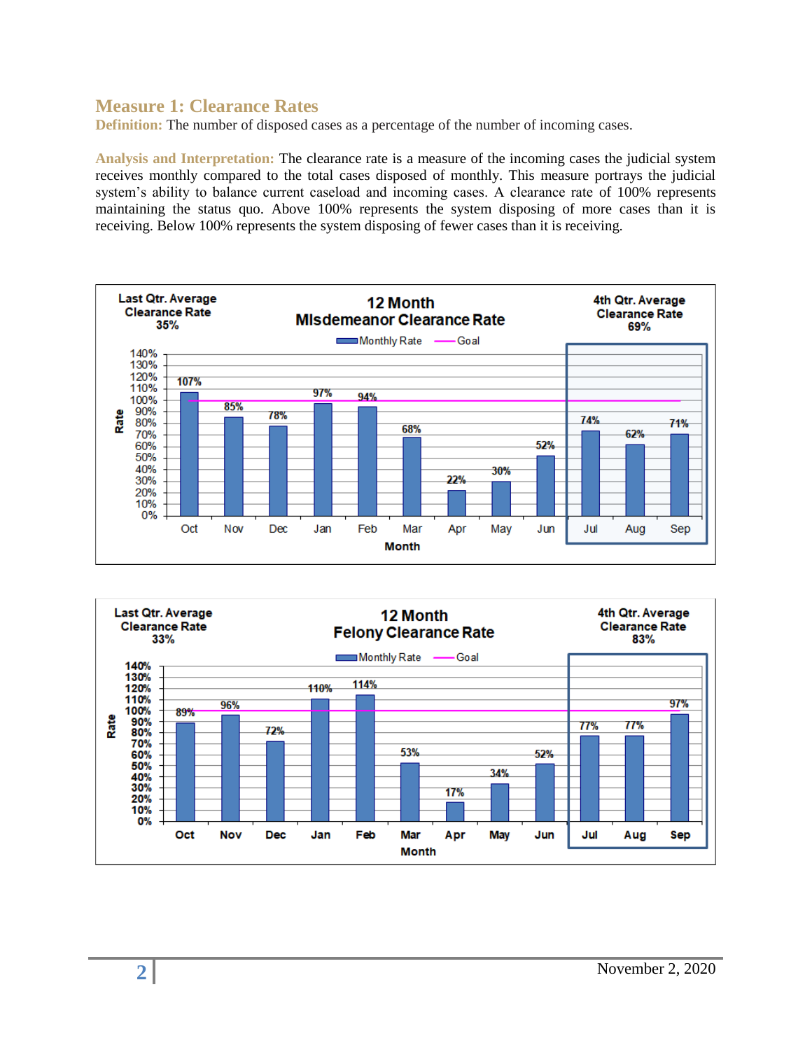## Measure 1: Clearance Rates

**Definition:** The number of disposed cases as a percentage of the number of incoming cases.

**Analysis and Interpretation:** The clearance rate is a measure of the incoming cases the judicial system receives monthly compared to the total cases disposed of monthly. This measure portrays the judicial system's ability to balance current caseload and incoming cases. A clearance rate of 100% represents maintaining the status quo. Above 100% represents the system disposing of more cases than it is receiving. Below 100% represents the system disposing of fewer cases than it is receiving.

**12 Month MIsdemeanor Clearance Rate**

Last Qtr. Average Clearance Rate 35%

4th Qtr. Average Clearance Rate 69%

| Month | Oct | Nov | Dec | Jan | Feb | Mar | Apr | May | Jun | Jul | Aug | Sep |
|---|---|---|---|---|---|---|---|---|---|---|---|---|
| Monthly Rate | 107% | 85% | 78% | 97% | 94% | 68% | 22% | 30% | 52% | 74% | 62% | 71% |
| Goal | 100% | 100% | 100% | 100% | 100% | 100% | 100% | 100% | 100% | 100% | 100% | 100% |

**12 Month Felony Clearance Rate**

Last Qtr. Average Clearance Rate 33%

4th Qtr. Average Clearance Rate 83%

| Month | Oct | Nov | Dec | Jan | Feb | Mar | Apr | May | Jun | Jul | Aug | Sep |
|---|---|---|---|---|---|---|---|---|---|---|---|---|
| Monthly Rate | 89% | 96% | 72% | 110% | 114% | 53% | 17% | 34% | 52% | 77% | 77% | 97% |
| Goal | 100% | 100% | 100% | 100% | 100% | 100% | 100% | 100% | 100% | 100% | 100% | 100% |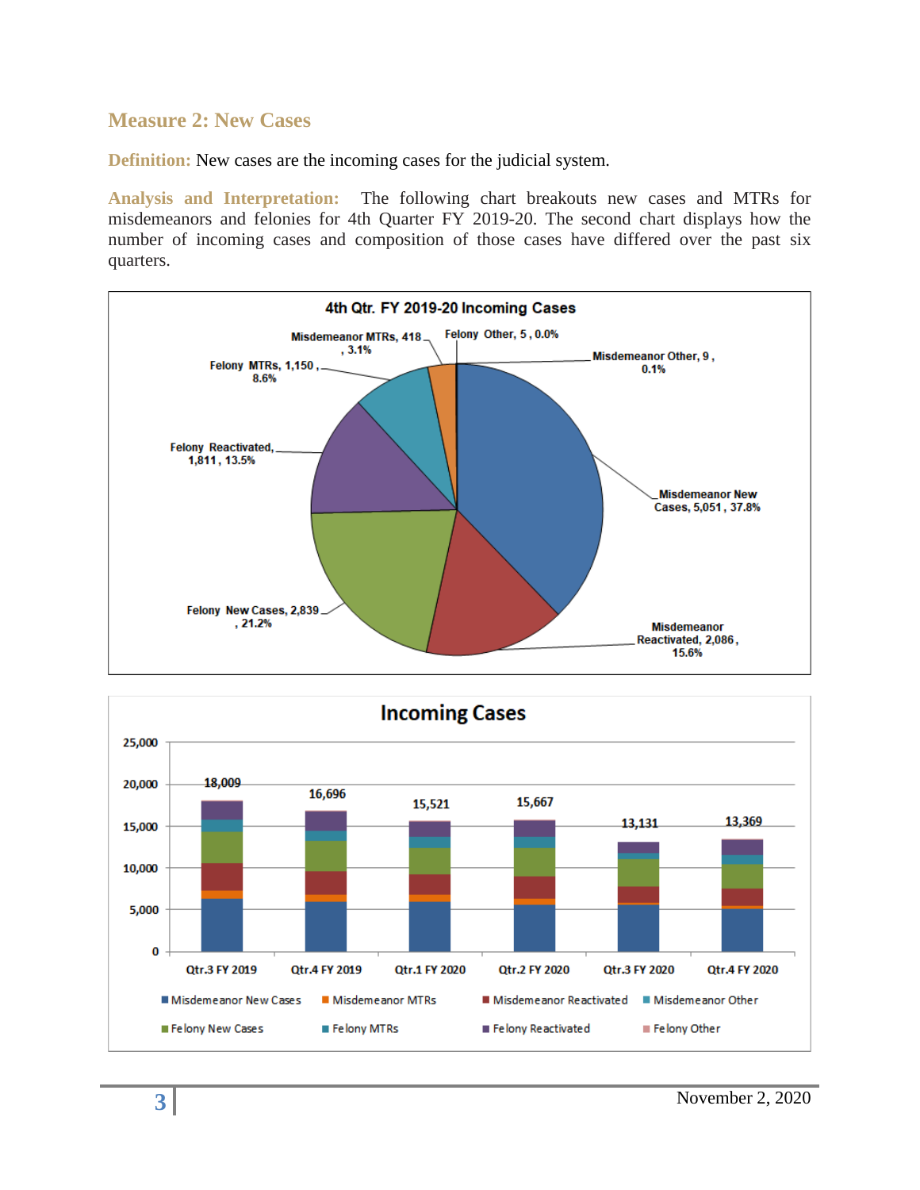## Measure 2: New Cases

**Definition:** New cases are the incoming cases for the judicial system.

**Analysis and Interpretation:** The following chart breakouts new cases and MTRs for misdemeanors and felonies for 4th Quarter FY 2019-20. The second chart displays how the number of incoming cases and composition of those cases have differed over the past six quarters.

**4th Qtr. FY 2019-20 Incoming Cases**

| Category | Count | Percent |
|---|---|---|
| Misdemeanor New Cases | 5,051 | 37.8% |
| Misdemeanor Reactivated | 2,086 | 15.6% |
| Felony New Cases | 2,839 | 21.2% |
| Felony Reactivated | 1,811 | 13.5% |
| Felony MTRs | 1,150 | 8.6% |
| Misdemeanor MTRs | 418 | 3.1% |
| Felony Other | 5 | 0.0% |
| Misdemeanor Other | 9 | 0.1% |

**Incoming Cases**

| Quarter | Total |
|---|---|
| Qtr.3 FY 2019 | 18,009 |
| Qtr.4 FY 2019 | 16,696 |
| Qtr.1 FY 2020 | 15,521 |
| Qtr.2 FY 2020 | 15,667 |
| Qtr.3 FY 2020 | 13,131 |
| Qtr.4 FY 2020 | 13,369 |

Legend: Misdemeanor New Cases, Misdemeanor MTRs, Misdemeanor Reactivated, Misdemeanor Other, Felony New Cases, Felony MTRs, Felony Reactivated, Felony Other

November 2, 2020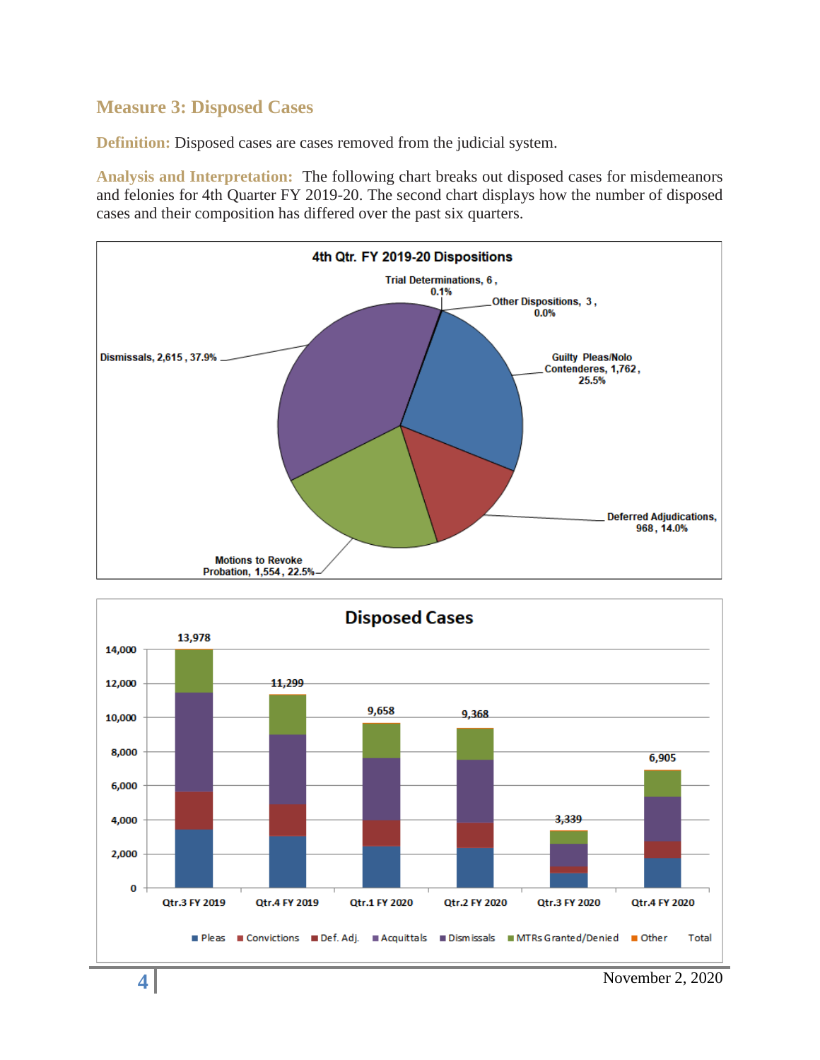## Measure 3: Disposed Cases

**Definition:** Disposed cases are cases removed from the judicial system.

**Analysis and Interpretation:** The following chart breaks out disposed cases for misdemeanors and felonies for 4th Quarter FY 2019-20. The second chart displays how the number of disposed cases and their composition has differed over the past six quarters.

**4th Qtr. FY 2019-20 Dispositions**

| Disposition | Count | Percent |
|---|---|---|
| Trial Determinations | 6 | 0.1% |
| Other Dispositions | 3 | 0.0% |
| Guilty Pleas/Nolo Contenderes | 1,762 | 25.5% |
| Deferred Adjudications | 968 | 14.0% |
| Motions to Revoke Probation | 1,554 | 22.5% |
| Dismissals | 2,615 | 37.9% |

**Disposed Cases**

| Quarter | Total |
|---|---|
| Qtr.3 FY 2019 | 13,978 |
| Qtr.4 FY 2019 | 11,299 |
| Qtr.1 FY 2020 | 9,658 |
| Qtr.2 FY 2020 | 9,368 |
| Qtr.3 FY 2020 | 3,339 |
| Qtr.4 FY 2020 | 6,905 |

Legend: Pleas, Convictions, Def. Adj., Acquittals, Dismissals, MTRs Granted/Denied, Other, Total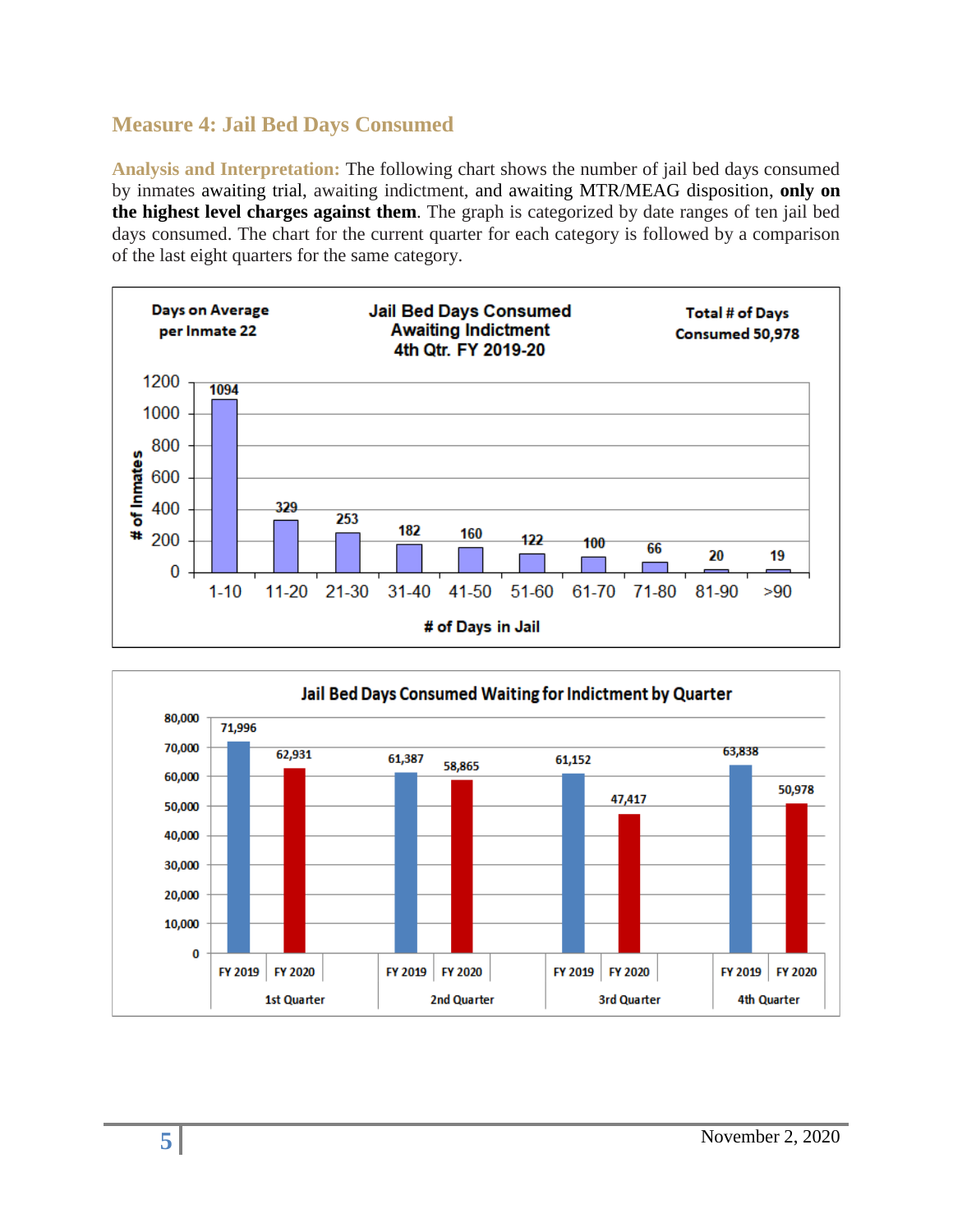## Measure 4: Jail Bed Days Consumed

**Analysis and Interpretation:** The following chart shows the number of jail bed days consumed by inmates awaiting trial, awaiting indictment, and awaiting MTR/MEAG disposition, **only on the highest level charges against them**. The graph is categorized by date ranges of ten jail bed days consumed. The chart for the current quarter for each category is followed by a comparison of the last eight quarters for the same category.

**Jail Bed Days Consumed Awaiting Indictment 4th Qtr. FY 2019-20**

Days on Average per Inmate 22

Total # of Days Consumed 50,978

| # of Days in Jail | # of Inmates |
|---|---|
| 1-10 | 1094 |
| 11-20 | 329 |
| 21-30 | 253 |
| 31-40 | 182 |
| 41-50 | 160 |
| 51-60 | 122 |
| 61-70 | 100 |
| 71-80 | 66 |
| 81-90 | 20 |
| >90 | 19 |

**Jail Bed Days Consumed Waiting for Indictment by Quarter**

| Quarter | FY 2019 | FY 2020 |
|---|---|---|
| 1st Quarter | 71,996 | 62,931 |
| 2nd Quarter | 61,387 | 58,865 |
| 3rd Quarter | 61,152 | 47,417 |
| 4th Quarter | 63,838 | 50,978 |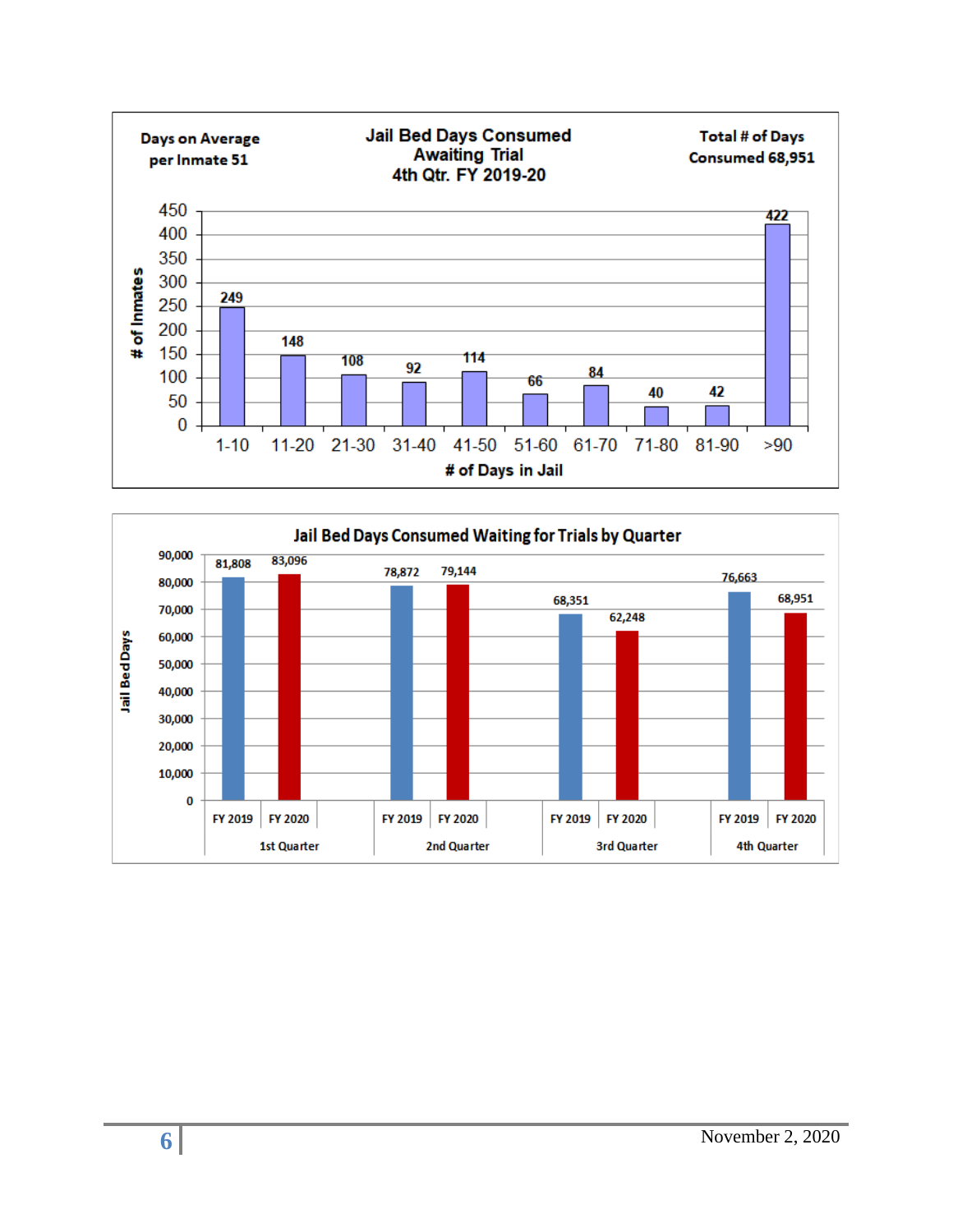## Jail Bed Days Consumed Awaiting Trial 4th Qtr. FY 2019-20

Days on Average per Inmate 51

Total # of Days Consumed 68,951

| # of Days in Jail | # of Inmates |
| --- | --- |
| 1-10 | 249 |
| 11-20 | 148 |
| 21-30 | 108 |
| 31-40 | 92 |
| 41-50 | 114 |
| 51-60 | 66 |
| 61-70 | 84 |
| 71-80 | 40 |
| 81-90 | 42 |
| >90 | 422 |

## Jail Bed Days Consumed Waiting for Trials by Quarter

| Quarter | FY 2019 | FY 2020 |
| --- | --- | --- |
| 1st Quarter | 81,808 | 83,096 |
| 2nd Quarter | 78,872 | 79,144 |
| 3rd Quarter | 68,351 | 62,248 |
| 4th Quarter | 76,663 | 68,951 |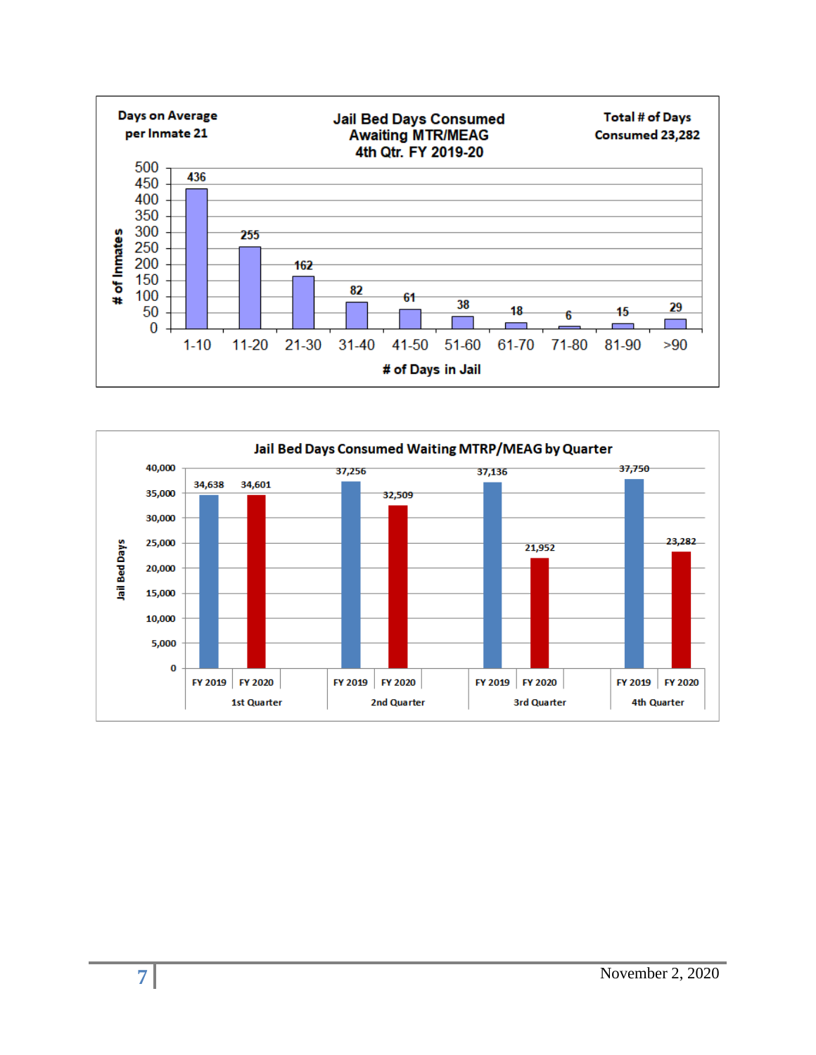**Days on Average per Inmate 21**

### Jail Bed Days Consumed Awaiting MTR/MEAG 4th Qtr. FY 2019-20

**Total # of Days Consumed 23,282**

| # of Days in Jail | # of Inmates |
|---|---|
| 1-10 | 436 |
| 11-20 | 255 |
| 21-30 | 162 |
| 31-40 | 82 |
| 41-50 | 61 |
| 51-60 | 38 |
| 61-70 | 18 |
| 71-80 | 6 |
| 81-90 | 15 |
| >90 | 29 |

### Jail Bed Days Consumed Waiting MTRP/MEAG by Quarter

| Quarter | FY 2019 | FY 2020 |
|---|---|---|
| 1st Quarter | 34,638 | 34,601 |
| 2nd Quarter | 37,256 | 32,509 |
| 3rd Quarter | 37,136 | 21,952 |
| 4th Quarter | 37,750 | 23,282 |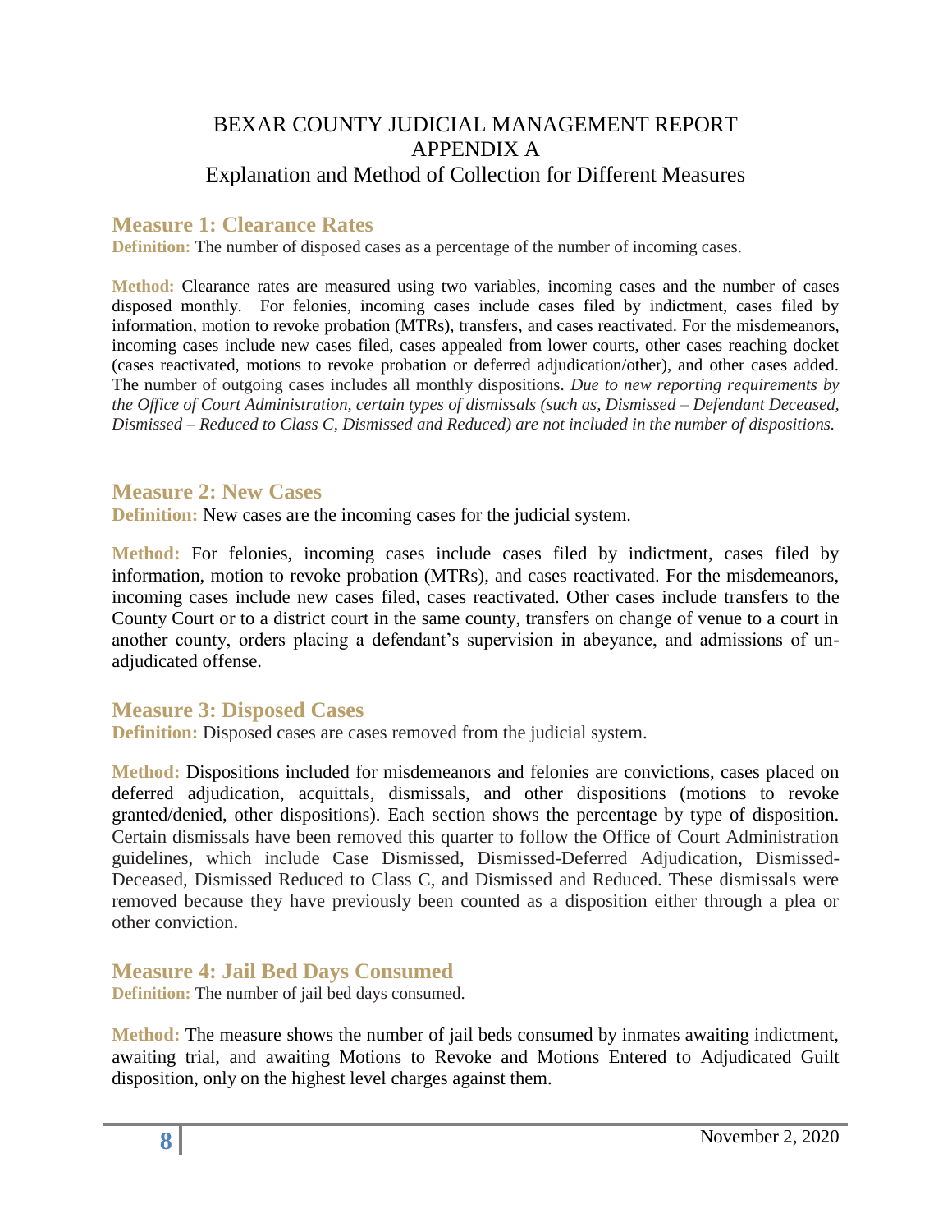# BEXAR COUNTY JUDICIAL MANAGEMENT REPORT
# APPENDIX A
## Explanation and Method of Collection for Different Measures

### Measure 1: Clearance Rates

**Definition:** The number of disposed cases as a percentage of the number of incoming cases.

**Method:** Clearance rates are measured using two variables, incoming cases and the number of cases disposed monthly. For felonies, incoming cases include cases filed by indictment, cases filed by information, motion to revoke probation (MTRs), transfers, and cases reactivated. For the misdemeanors, incoming cases include new cases filed, cases appealed from lower courts, other cases reaching docket (cases reactivated, motions to revoke probation or deferred adjudication/other), and other cases added. The number of outgoing cases includes all monthly dispositions. *Due to new reporting requirements by the Office of Court Administration, certain types of dismissals (such as, Dismissed – Defendant Deceased, Dismissed – Reduced to Class C, Dismissed and Reduced) are not included in the number of dispositions.*

### Measure 2: New Cases

**Definition:** New cases are the incoming cases for the judicial system.

**Method:** For felonies, incoming cases include cases filed by indictment, cases filed by information, motion to revoke probation (MTRs), and cases reactivated. For the misdemeanors, incoming cases include new cases filed, cases reactivated. Other cases include transfers to the County Court or to a district court in the same county, transfers on change of venue to a court in another county, orders placing a defendant's supervision in abeyance, and admissions of un-adjudicated offense.

### Measure 3: Disposed Cases

**Definition:** Disposed cases are cases removed from the judicial system.

**Method:** Dispositions included for misdemeanors and felonies are convictions, cases placed on deferred adjudication, acquittals, dismissals, and other dispositions (motions to revoke granted/denied, other dispositions). Each section shows the percentage by type of disposition. Certain dismissals have been removed this quarter to follow the Office of Court Administration guidelines, which include Case Dismissed, Dismissed-Deferred Adjudication, Dismissed-Deceased, Dismissed Reduced to Class C, and Dismissed and Reduced. These dismissals were removed because they have previously been counted as a disposition either through a plea or other conviction.

### Measure 4: Jail Bed Days Consumed

**Definition:** The number of jail bed days consumed.

**Method:** The measure shows the number of jail beds consumed by inmates awaiting indictment, awaiting trial, and awaiting Motions to Revoke and Motions Entered to Adjudicated Guilt disposition, only on the highest level charges against them.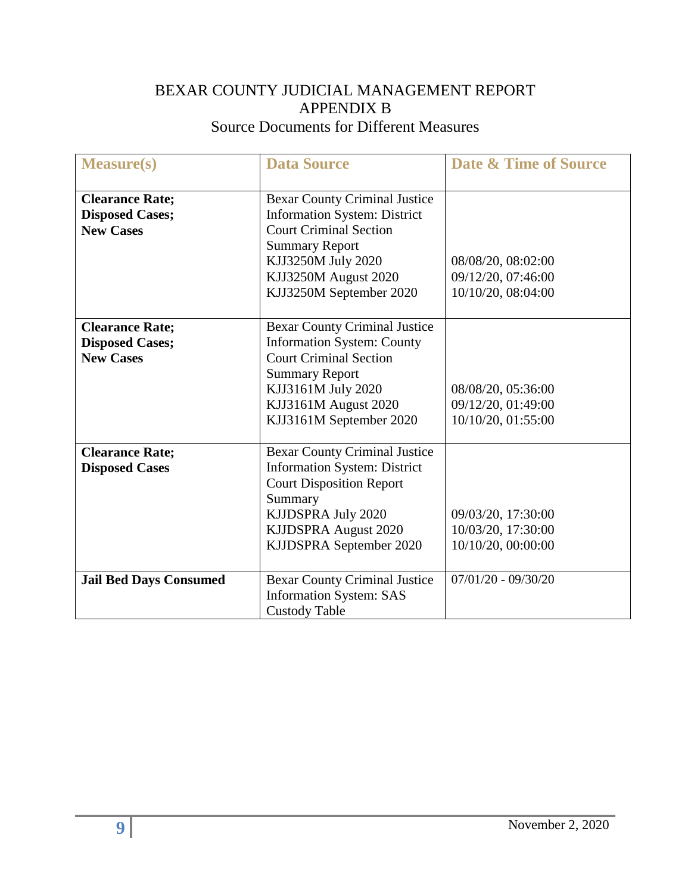# BEXAR COUNTY JUDICIAL MANAGEMENT REPORT
## APPENDIX B
### Source Documents for Different Measures

| Measure(s) | Data Source | Date & Time of Source |
|---|---|---|
| **Clearance Rate; Disposed Cases; New Cases** | Bexar County Criminal Justice Information System: District Court Criminal Section Summary Report<br>KJJ3250M July 2020<br>KJJ3250M August 2020<br>KJJ3250M September 2020 | <br><br><br><br>08/08/20, 08:02:00<br>09/12/20, 07:46:00<br>10/10/20, 08:04:00 |
| **Clearance Rate; Disposed Cases; New Cases** | Bexar County Criminal Justice Information System: County Court Criminal Section Summary Report<br>KJJ3161M July 2020<br>KJJ3161M August 2020<br>KJJ3161M September 2020 | <br><br><br><br>08/08/20, 05:36:00<br>09/12/20, 01:49:00<br>10/10/20, 01:55:00 |
| **Clearance Rate; Disposed Cases** | Bexar County Criminal Justice Information System: District Court Disposition Report Summary<br>KJJDSPRA July 2020<br>KJJDSPRA August 2020<br>KJJDSPRA September 2020 | <br><br><br><br>09/03/20, 17:30:00<br>10/03/20, 17:30:00<br>10/10/20, 00:00:00 |
| **Jail Bed Days Consumed** | Bexar County Criminal Justice Information System: SAS Custody Table | 07/01/20 - 09/30/20 |